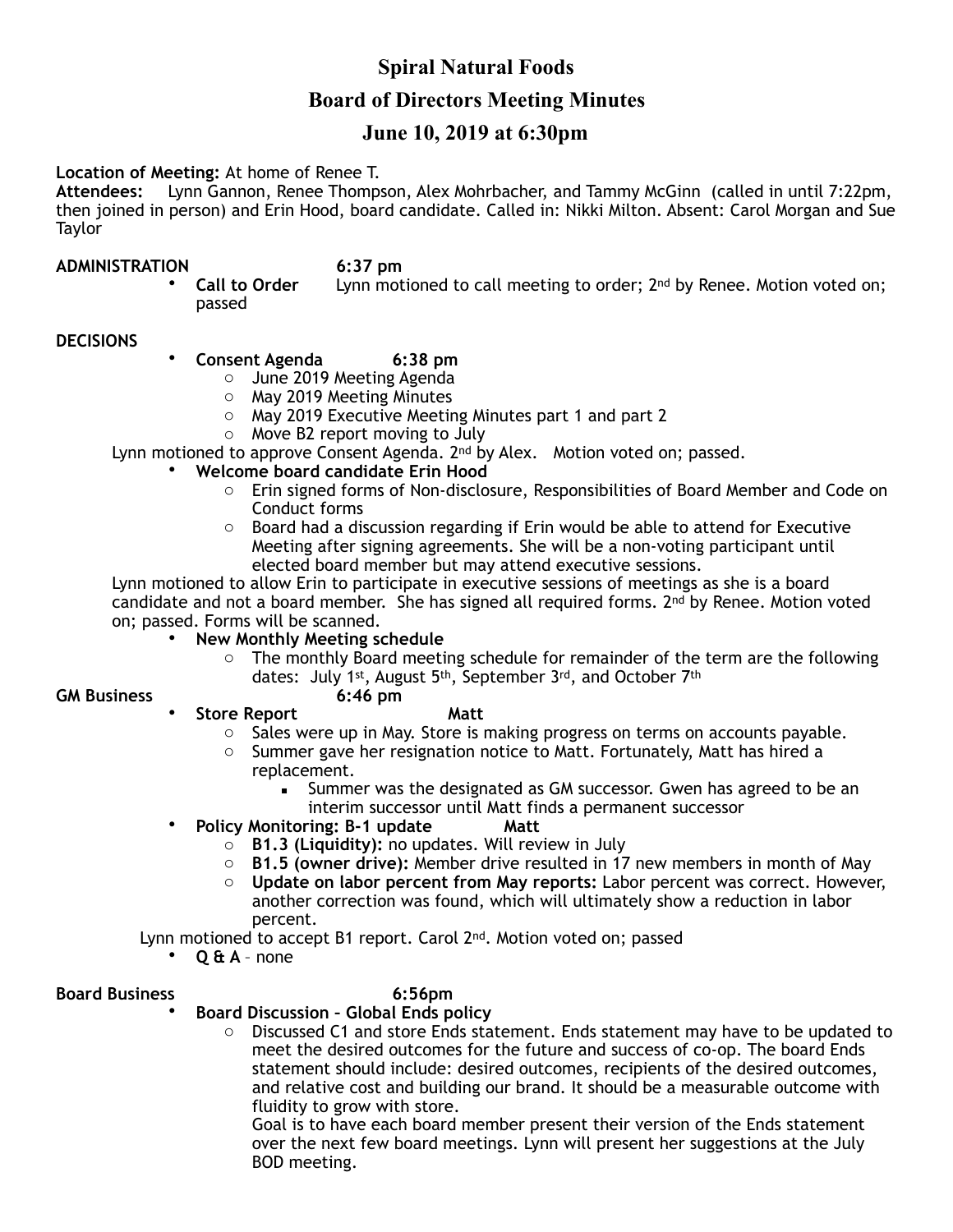# Spiral Natural Foods

## Board of Directors Meeting Minutes

## June 10, 2019 at 6:30pm

**Location of Meeting:** At home of Renee T.
**Attendees:** Lynn Gannon, Renee Thompson, Alex Mohrbacher, and Tammy McGinn (called in until 7:22pm, then joined in person) and Erin Hood, board candidate. Called in: Nikki Milton. Absent: Carol Morgan and Sue Taylor

**ADMINISTRATION** **6:37 pm**

- **Call to Order** Lynn motioned to call meeting to order; 2nd by Renee. Motion voted on; passed

**DECISIONS**

- **Consent Agenda** **6:38 pm**
  - June 2019 Meeting Agenda
  - May 2019 Meeting Minutes
  - May 2019 Executive Meeting Minutes part 1 and part 2
  - Move B2 report moving to July

Lynn motioned to approve Consent Agenda. 2nd by Alex. Motion voted on; passed.

- **Welcome board candidate Erin Hood**
  - Erin signed forms of Non-disclosure, Responsibilities of Board Member and Code on Conduct forms
  - Board had a discussion regarding if Erin would be able to attend for Executive Meeting after signing agreements. She will be a non-voting participant until elected board member but may attend executive sessions.

Lynn motioned to allow Erin to participate in executive sessions of meetings as she is a board candidate and not a board member. She has signed all required forms. 2nd by Renee. Motion voted on; passed. Forms will be scanned.

- **New Monthly Meeting schedule**
  - The monthly Board meeting schedule for remainder of the term are the following dates: July 1st, August 5th, September 3rd, and October 7th

**GM Business** **6:46 pm**

- **Store Report** **Matt**
  - Sales were up in May. Store is making progress on terms on accounts payable.
  - Summer gave her resignation notice to Matt. Fortunately, Matt has hired a replacement.
    - Summer was the designated as GM successor. Gwen has agreed to be an interim successor until Matt finds a permanent successor
- **Policy Monitoring: B-1 update** **Matt**
  - **B1.3 (Liquidity):** no updates. Will review in July
  - **B1.5 (owner drive):** Member drive resulted in 17 new members in month of May
  - **Update on labor percent from May reports:** Labor percent was correct. However, another correction was found, which will ultimately show a reduction in labor percent.

Lynn motioned to accept B1 report. Carol 2nd. Motion voted on; passed

- **Q & A** – none

**Board Business** **6:56pm**

- **Board Discussion – Global Ends policy**
  - Discussed C1 and store Ends statement. Ends statement may have to be updated to meet the desired outcomes for the future and success of co-op. The board Ends statement should include: desired outcomes, recipients of the desired outcomes, and relative cost and building our brand. It should be a measurable outcome with fluidity to grow with store.

    Goal is to have each board member present their version of the Ends statement over the next few board meetings. Lynn will present her suggestions at the July BOD meeting.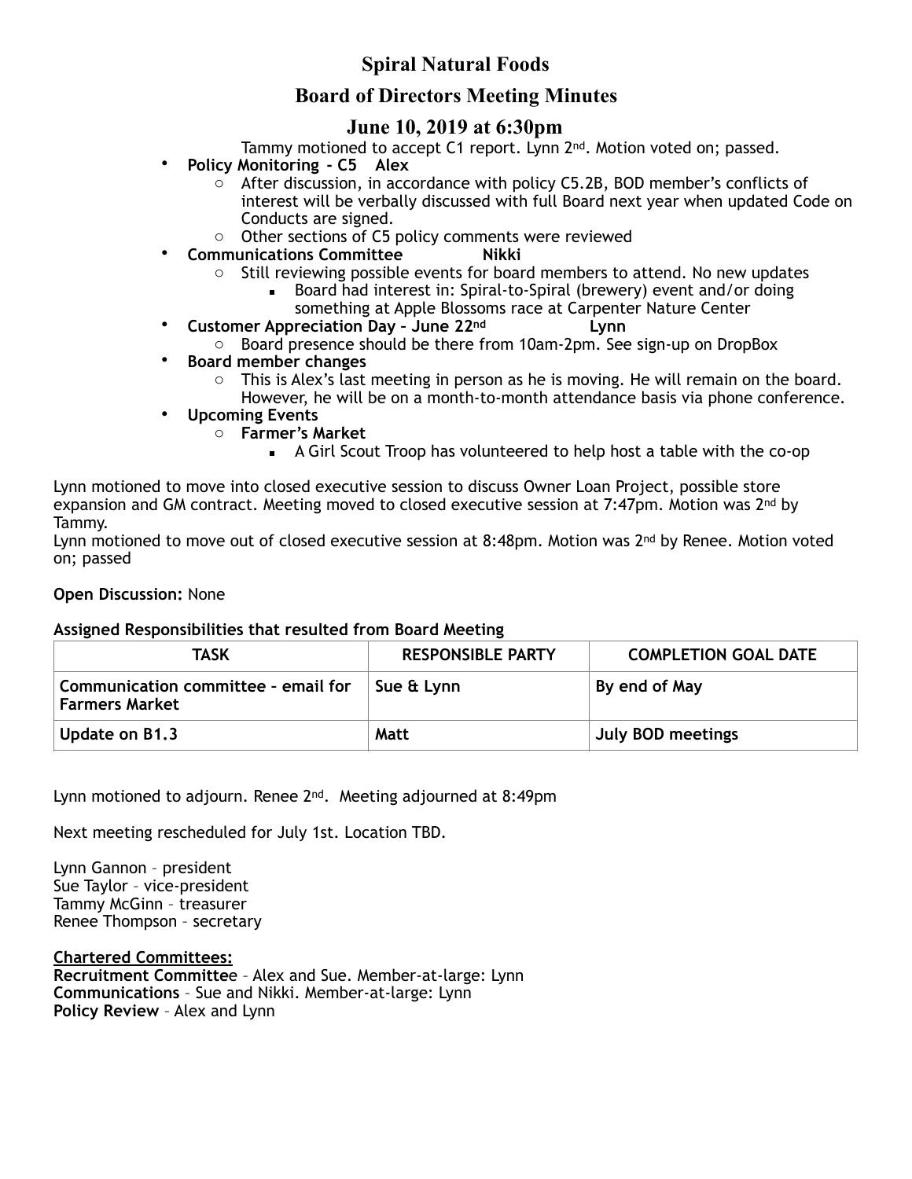# Spiral Natural Foods

## Board of Directors Meeting Minutes

### June 10, 2019 at 6:30pm

Tammy motioned to accept C1 report. Lynn 2nd. Motion voted on; passed.

- **Policy Monitoring - C5 Alex**
  - After discussion, in accordance with policy C5.2B, BOD member's conflicts of interest will be verbally discussed with full Board next year when updated Code on Conducts are signed.
  - Other sections of C5 policy comments were reviewed
- **Communications Committee Nikki**
  - Still reviewing possible events for board members to attend. No new updates
    - Board had interest in: Spiral-to-Spiral (brewery) event and/or doing something at Apple Blossoms race at Carpenter Nature Center
- **Customer Appreciation Day – June 22nd Lynn**
  - Board presence should be there from 10am-2pm. See sign-up on DropBox
- **Board member changes**
  - This is Alex's last meeting in person as he is moving. He will remain on the board. However, he will be on a month-to-month attendance basis via phone conference.
- **Upcoming Events**
  - **Farmer's Market**
    - A Girl Scout Troop has volunteered to help host a table with the co-op

Lynn motioned to move into closed executive session to discuss Owner Loan Project, possible store expansion and GM contract. Meeting moved to closed executive session at 7:47pm. Motion was 2nd by Tammy.

Lynn motioned to move out of closed executive session at 8:48pm. Motion was 2nd by Renee. Motion voted on; passed

**Open Discussion:** None

**Assigned Responsibilities that resulted from Board Meeting**

| TASK | RESPONSIBLE PARTY | COMPLETION GOAL DATE |
|---|---|---|
| Communication committee – email for Farmers Market | Sue & Lynn | By end of May |
| Update on B1.3 | Matt | July BOD meetings |

Lynn motioned to adjourn. Renee 2nd. Meeting adjourned at 8:49pm

Next meeting rescheduled for July 1st. Location TBD.

Lynn Gannon – president
Sue Taylor – vice-president
Tammy McGinn – treasurer
Renee Thompson – secretary

**Chartered Committees:**
**Recruitment Committee** – Alex and Sue. Member-at-large: Lynn
**Communications** – Sue and Nikki. Member-at-large: Lynn
**Policy Review** – Alex and Lynn